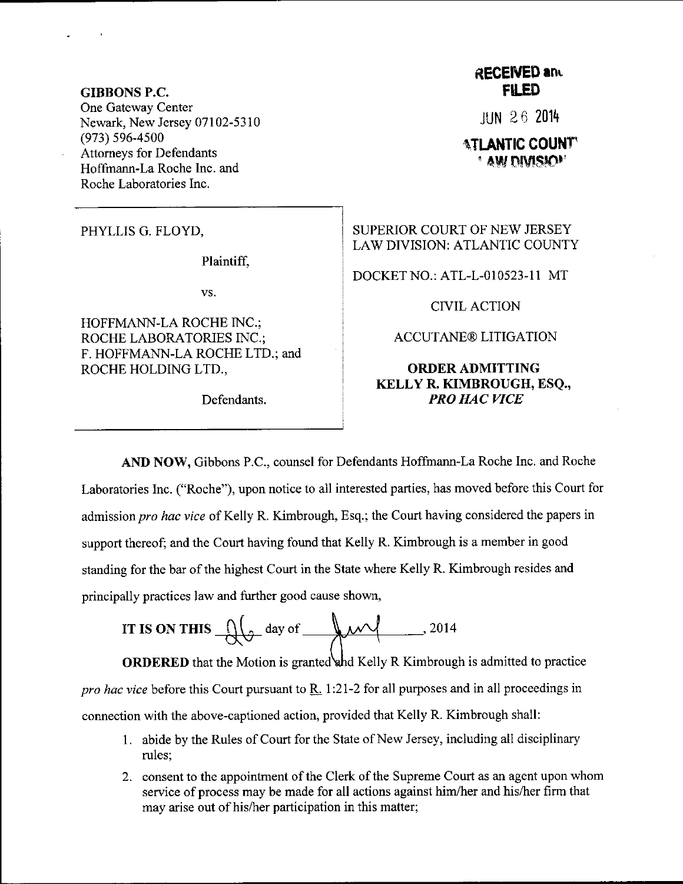**GIBBONS P.C.**
One Gateway Center
Newark, New Jersey 07102-5310
(973) 596-4500
Attorneys for Defendants
Hoffmann-La Roche Inc. and
Roche Laboratories Inc.

**RECEIVED and FILED**

JUN 26 2014

**ATLANTIC COUNTY LAW DIVISION**

PHYLLIS G. FLOYD,

Plaintiff,

vs.

HOFFMANN-LA ROCHE INC.; ROCHE LABORATORIES INC.; F. HOFFMANN-LA ROCHE LTD.; and ROCHE HOLDING LTD.,

Defendants.

SUPERIOR COURT OF NEW JERSEY
LAW DIVISION: ATLANTIC COUNTY

DOCKET NO.: ATL-L-010523-11 MT

CIVIL ACTION

ACCUTANE® LITIGATION

**ORDER ADMITTING KELLY R. KIMBROUGH, ESQ., *PRO HAC VICE***

**AND NOW,** Gibbons P.C., counsel for Defendants Hoffmann-La Roche Inc. and Roche Laboratories Inc. ("Roche"), upon notice to all interested parties, has moved before this Court for admission *pro hac vice* of Kelly R. Kimbrough, Esq.; the Court having considered the papers in support thereof; and the Court having found that Kelly R. Kimbrough is a member in good standing for the bar of the highest Court in the State where Kelly R. Kimbrough resides and principally practices law and further good cause shown,

**IT IS ON THIS** 26 day of June, 2014

**ORDERED** that the Motion is granted and Kelly R Kimbrough is admitted to practice *pro hac vice* before this Court pursuant to R. 1:21-2 for all purposes and in all proceedings in connection with the above-captioned action, provided that Kelly R. Kimbrough shall:

1. abide by the Rules of Court for the State of New Jersey, including all disciplinary rules;
2. consent to the appointment of the Clerk of the Supreme Court as an agent upon whom service of process may be made for all actions against him/her and his/her firm that may arise out of his/her participation in this matter;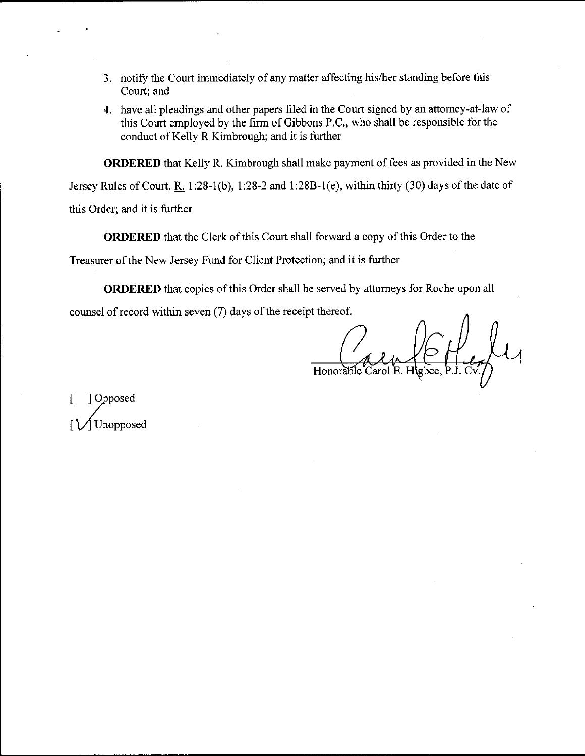3. notify the Court immediately of any matter affecting his/her standing before this Court; and
4. have all pleadings and other papers filed in the Court signed by an attorney-at-law of this Court employed by the firm of Gibbons P.C., who shall be responsible for the conduct of Kelly R Kimbrough; and it is further

**ORDERED** that Kelly R. Kimbrough shall make payment of fees as provided in the New Jersey Rules of Court, R. 1:28-1(b), 1:28-2 and 1:28B-1(e), within thirty (30) days of the date of this Order; and it is further

**ORDERED** that the Clerk of this Court shall forward a copy of this Order to the Treasurer of the New Jersey Fund for Client Protection; and it is further

**ORDERED** that copies of this Order shall be served by attorneys for Roche upon all counsel of record within seven (7) days of the receipt thereof.

Honorable Carol E. Higbee, P.J. Cv.

[ ] Opposed

[✓] Unopposed